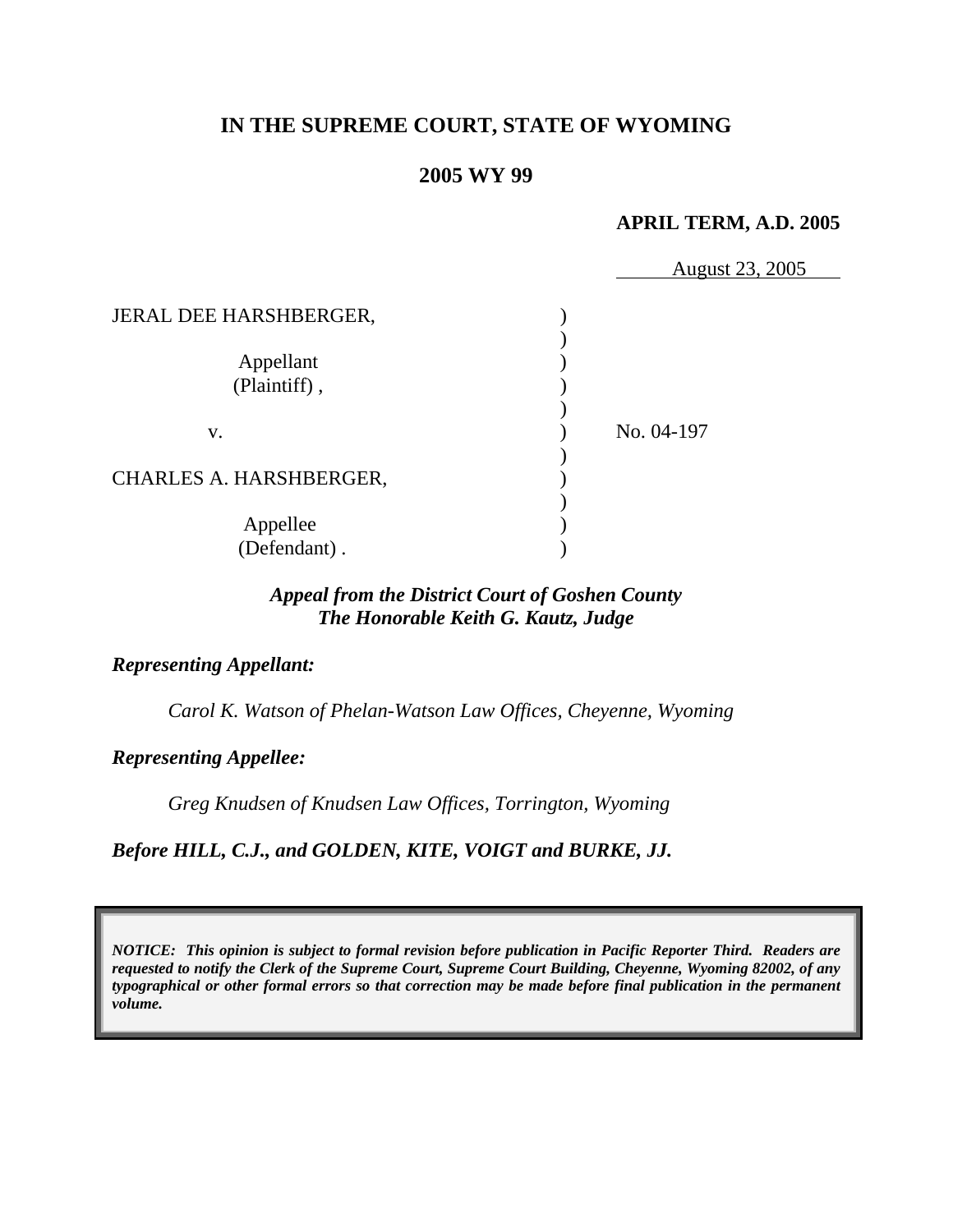# IN THE SUPREME COURT, STATE OF WYOMING

## 2005 WY 99

**APRIL TERM, A.D. 2005**

August 23, 2005

| | | |
|---|---|---|
| JERAL DEE HARSHBERGER, | ) | |
| Appellant (Plaintiff), | ) | |
| v. | ) | No. 04-197 |
| CHARLES A. HARSHBERGER, | ) | |
| Appellee (Defendant). | ) | |

***Appeal from the District Court of Goshen County***
***The Honorable Keith G. Kautz, Judge***

***Representing Appellant:***

*Carol K. Watson of Phelan-Watson Law Offices, Cheyenne, Wyoming*

***Representing Appellee:***

*Greg Knudsen of Knudsen Law Offices, Torrington, Wyoming*

***Before HILL, C.J., and GOLDEN, KITE, VOIGT and BURKE, JJ.***

***NOTICE: This opinion is subject to formal revision before publication in Pacific Reporter Third. Readers are requested to notify the Clerk of the Supreme Court, Supreme Court Building, Cheyenne, Wyoming 82002, of any typographical or other formal errors so that correction may be made before final publication in the permanent volume.***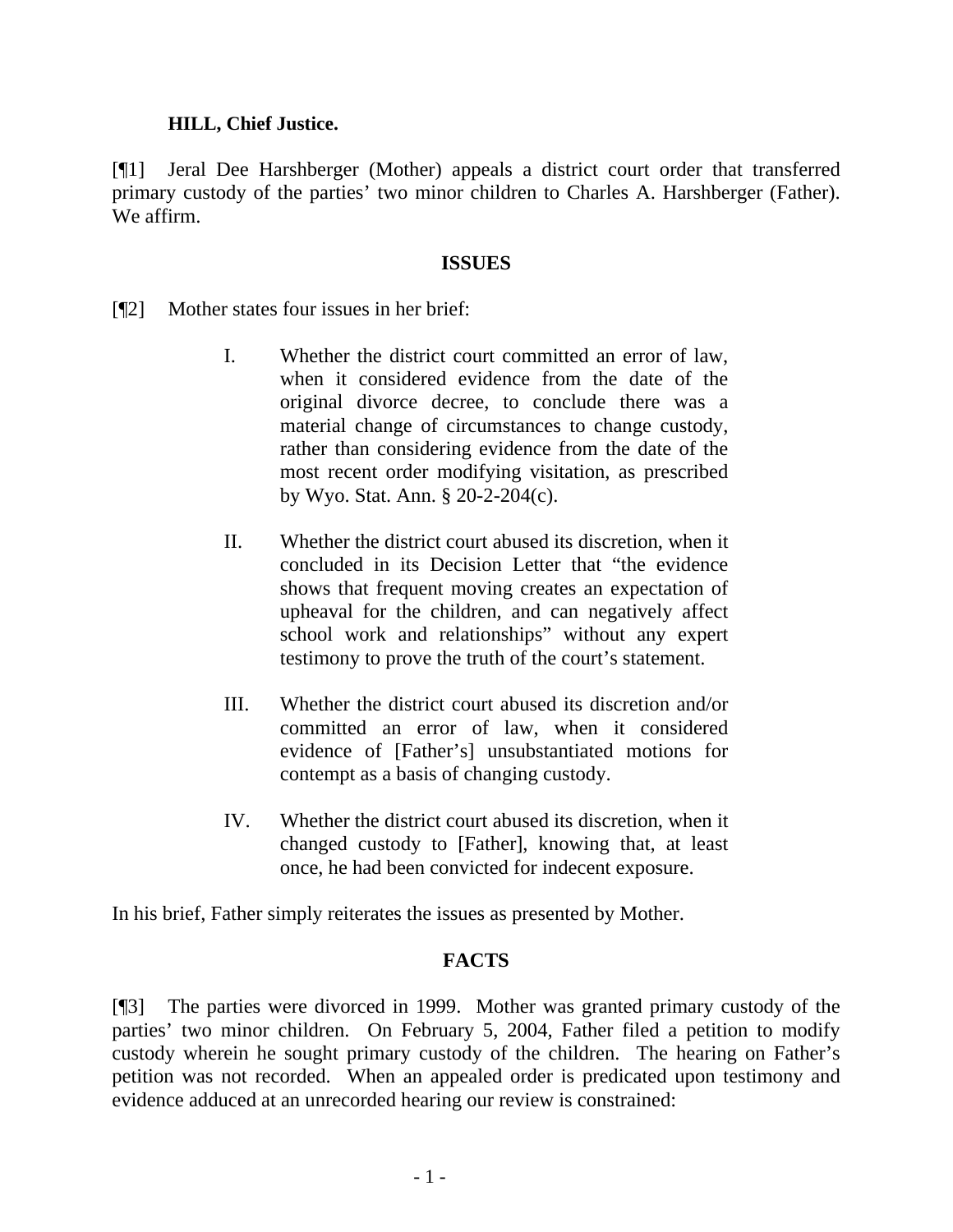**HILL, Chief Justice.**

[¶1] Jeral Dee Harshberger (Mother) appeals a district court order that transferred primary custody of the parties' two minor children to Charles A. Harshberger (Father). We affirm.

**ISSUES**

[¶2] Mother states four issues in her brief:

> I. Whether the district court committed an error of law, when it considered evidence from the date of the original divorce decree, to conclude there was a material change of circumstances to change custody, rather than considering evidence from the date of the most recent order modifying visitation, as prescribed by Wyo. Stat. Ann. § 20-2-204(c).
>
> II. Whether the district court abused its discretion, when it concluded in its Decision Letter that "the evidence shows that frequent moving creates an expectation of upheaval for the children, and can negatively affect school work and relationships" without any expert testimony to prove the truth of the court's statement.
>
> III. Whether the district court abused its discretion and/or committed an error of law, when it considered evidence of [Father's] unsubstantiated motions for contempt as a basis of changing custody.
>
> IV. Whether the district court abused its discretion, when it changed custody to [Father], knowing that, at least once, he had been convicted for indecent exposure.

In his brief, Father simply reiterates the issues as presented by Mother.

**FACTS**

[¶3] The parties were divorced in 1999. Mother was granted primary custody of the parties' two minor children. On February 5, 2004, Father filed a petition to modify custody wherein he sought primary custody of the children. The hearing on Father's petition was not recorded. When an appealed order is predicated upon testimony and evidence adduced at an unrecorded hearing our review is constrained: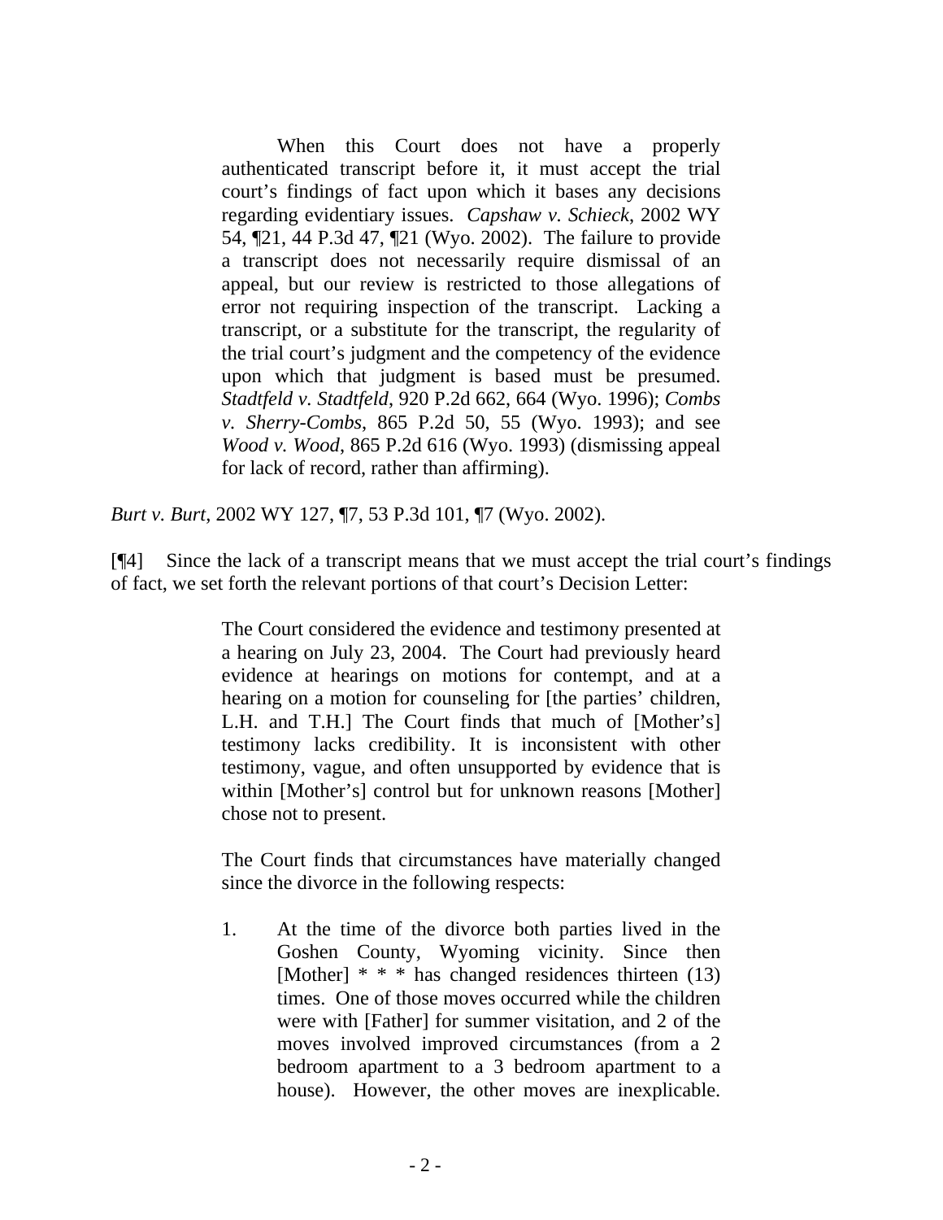> When this Court does not have a properly authenticated transcript before it, it must accept the trial court's findings of fact upon which it bases any decisions regarding evidentiary issues. *Capshaw v. Schieck*, 2002 WY 54, ¶21, 44 P.3d 47, ¶21 (Wyo. 2002). The failure to provide a transcript does not necessarily require dismissal of an appeal, but our review is restricted to those allegations of error not requiring inspection of the transcript. Lacking a transcript, or a substitute for the transcript, the regularity of the trial court's judgment and the competency of the evidence upon which that judgment is based must be presumed. *Stadtfeld v. Stadtfeld*, 920 P.2d 662, 664 (Wyo. 1996); *Combs v. Sherry-Combs*, 865 P.2d 50, 55 (Wyo. 1993); and see *Wood v. Wood*, 865 P.2d 616 (Wyo. 1993) (dismissing appeal for lack of record, rather than affirming).

*Burt v. Burt*, 2002 WY 127, ¶7, 53 P.3d 101, ¶7 (Wyo. 2002).

[¶4] Since the lack of a transcript means that we must accept the trial court's findings of fact, we set forth the relevant portions of that court's Decision Letter:

> The Court considered the evidence and testimony presented at a hearing on July 23, 2004. The Court had previously heard evidence at hearings on motions for contempt, and at a hearing on a motion for counseling for [the parties' children, L.H. and T.H.] The Court finds that much of [Mother's] testimony lacks credibility. It is inconsistent with other testimony, vague, and often unsupported by evidence that is within [Mother's] control but for unknown reasons [Mother] chose not to present.
>
> The Court finds that circumstances have materially changed since the divorce in the following respects:
>
> 1. At the time of the divorce both parties lived in the Goshen County, Wyoming vicinity. Since then [Mother] * * * has changed residences thirteen (13) times. One of those moves occurred while the children were with [Father] for summer visitation, and 2 of the moves involved improved circumstances (from a 2 bedroom apartment to a 3 bedroom apartment to a house). However, the other moves are inexplicable.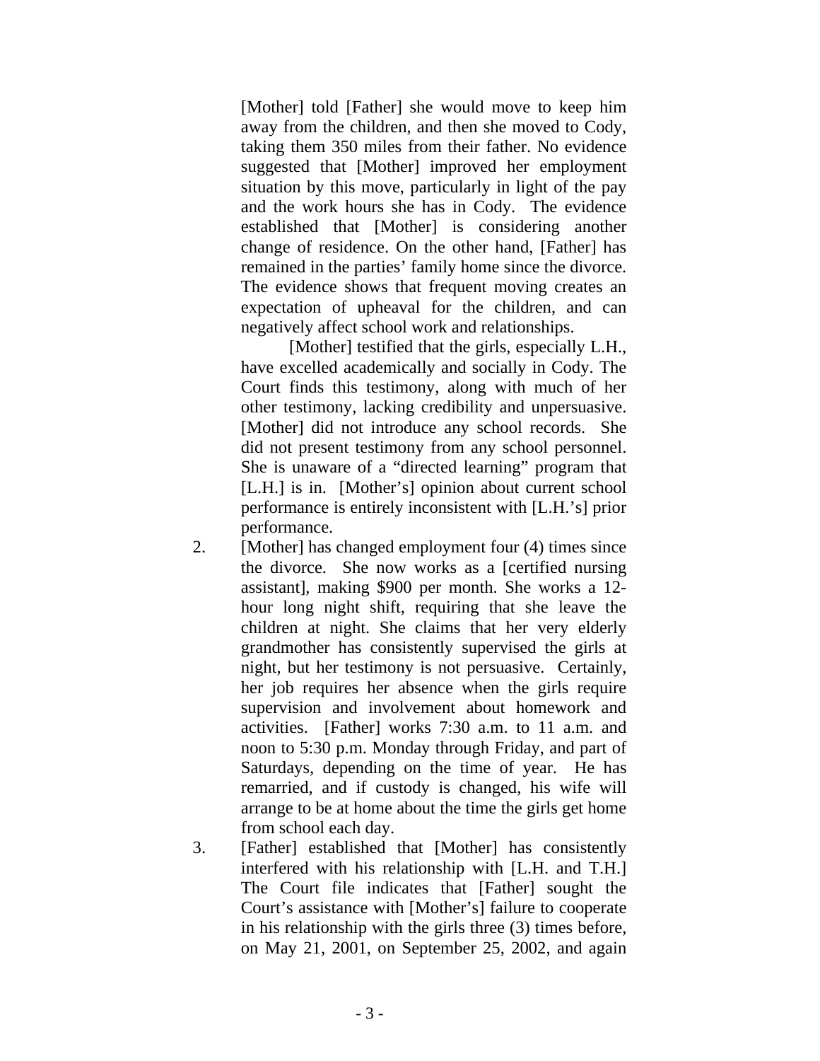[Mother] told [Father] she would move to keep him away from the children, and then she moved to Cody, taking them 350 miles from their father. No evidence suggested that [Mother] improved her employment situation by this move, particularly in light of the pay and the work hours she has in Cody. The evidence established that [Mother] is considering another change of residence. On the other hand, [Father] has remained in the parties' family home since the divorce. The evidence shows that frequent moving creates an expectation of upheaval for the children, and can negatively affect school work and relationships.

[Mother] testified that the girls, especially L.H., have excelled academically and socially in Cody. The Court finds this testimony, along with much of her other testimony, lacking credibility and unpersuasive. [Mother] did not introduce any school records. She did not present testimony from any school personnel. She is unaware of a "directed learning" program that [L.H.] is in. [Mother's] opinion about current school performance is entirely inconsistent with [L.H.'s] prior performance.

2. [Mother] has changed employment four (4) times since the divorce. She now works as a [certified nursing assistant], making $900 per month. She works a 12-hour long night shift, requiring that she leave the children at night. She claims that her very elderly grandmother has consistently supervised the girls at night, but her testimony is not persuasive. Certainly, her job requires her absence when the girls require supervision and involvement about homework and activities. [Father] works 7:30 a.m. to 11 a.m. and noon to 5:30 p.m. Monday through Friday, and part of Saturdays, depending on the time of year. He has remarried, and if custody is changed, his wife will arrange to be at home about the time the girls get home from school each day.

3. [Father] established that [Mother] has consistently interfered with his relationship with [L.H. and T.H.] The Court file indicates that [Father] sought the Court's assistance with [Mother's] failure to cooperate in his relationship with the girls three (3) times before, on May 21, 2001, on September 25, 2002, and again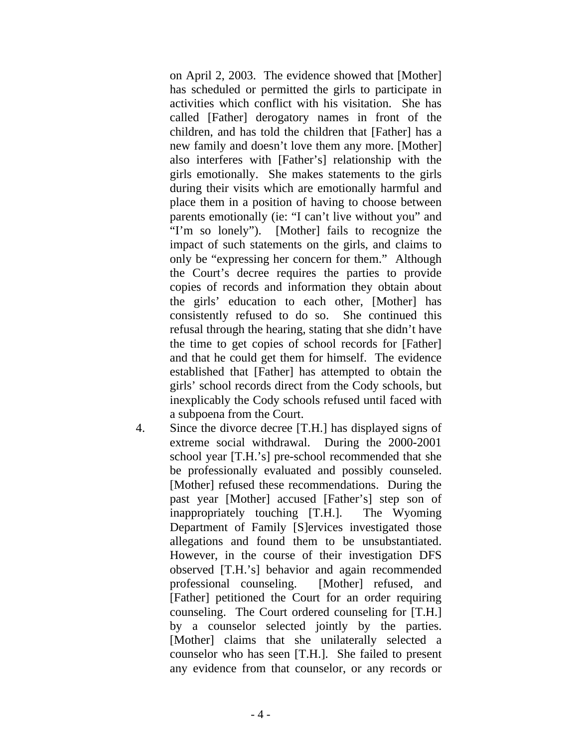on April 2, 2003. The evidence showed that [Mother] has scheduled or permitted the girls to participate in activities which conflict with his visitation. She has called [Father] derogatory names in front of the children, and has told the children that [Father] has a new family and doesn't love them any more. [Mother] also interferes with [Father's] relationship with the girls emotionally. She makes statements to the girls during their visits which are emotionally harmful and place them in a position of having to choose between parents emotionally (ie: "I can't live without you" and "I'm so lonely"). [Mother] fails to recognize the impact of such statements on the girls, and claims to only be "expressing her concern for them." Although the Court's decree requires the parties to provide copies of records and information they obtain about the girls' education to each other, [Mother] has consistently refused to do so. She continued this refusal through the hearing, stating that she didn't have the time to get copies of school records for [Father] and that he could get them for himself. The evidence established that [Father] has attempted to obtain the girls' school records direct from the Cody schools, but inexplicably the Cody schools refused until faced with a subpoena from the Court.

4. Since the divorce decree [T.H.] has displayed signs of extreme social withdrawal. During the 2000-2001 school year [T.H.'s] pre-school recommended that she be professionally evaluated and possibly counseled. [Mother] refused these recommendations. During the past year [Mother] accused [Father's] step son of inappropriately touching [T.H.]. The Wyoming Department of Family [S]ervices investigated those allegations and found them to be unsubstantiated. However, in the course of their investigation DFS observed [T.H.'s] behavior and again recommended professional counseling. [Mother] refused, and [Father] petitioned the Court for an order requiring counseling. The Court ordered counseling for [T.H.] by a counselor selected jointly by the parties. [Mother] claims that she unilaterally selected a counselor who has seen [T.H.]. She failed to present any evidence from that counselor, or any records or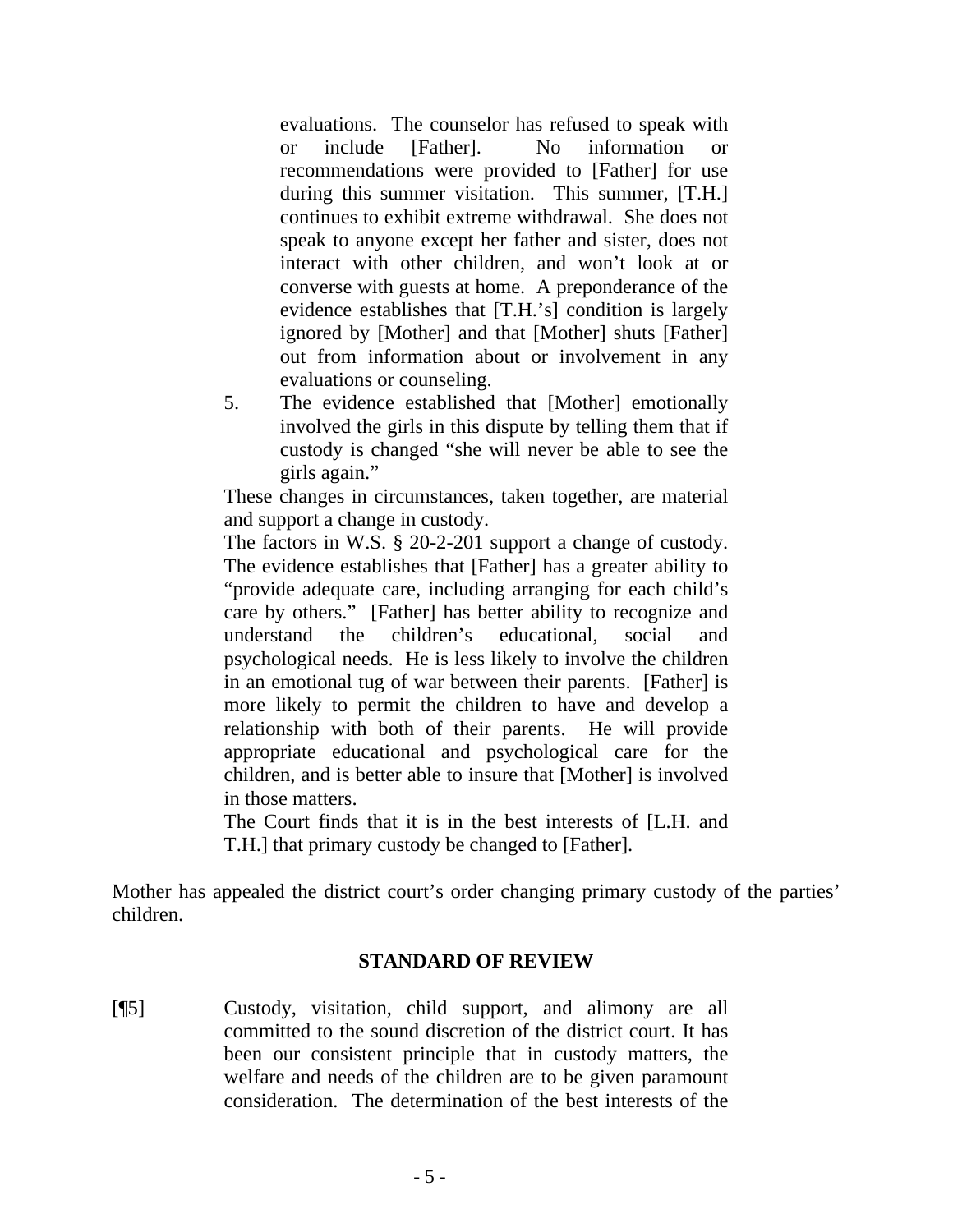> evaluations. The counselor has refused to speak with or include [Father]. No information or recommendations were provided to [Father] for use during this summer visitation. This summer, [T.H.] continues to exhibit extreme withdrawal. She does not speak to anyone except her father and sister, does not interact with other children, and won't look at or converse with guests at home. A preponderance of the evidence establishes that [T.H.'s] condition is largely ignored by [Mother] and that [Mother] shuts [Father] out from information about or involvement in any evaluations or counseling.
>
> 5. The evidence established that [Mother] emotionally involved the girls in this dispute by telling them that if custody is changed "she will never be able to see the girls again."
>
> These changes in circumstances, taken together, are material and support a change in custody.
>
> The factors in W.S. § 20-2-201 support a change of custody. The evidence establishes that [Father] has a greater ability to "provide adequate care, including arranging for each child's care by others." [Father] has better ability to recognize and understand the children's educational, social and psychological needs. He is less likely to involve the children in an emotional tug of war between their parents. [Father] is more likely to permit the children to have and develop a relationship with both of their parents. He will provide appropriate educational and psychological care for the children, and is better able to insure that [Mother] is involved in those matters.
>
> The Court finds that it is in the best interests of [L.H. and T.H.] that primary custody be changed to [Father].

Mother has appealed the district court's order changing primary custody of the parties' children.

## STANDARD OF REVIEW

[¶5] Custody, visitation, child support, and alimony are all committed to the sound discretion of the district court. It has been our consistent principle that in custody matters, the welfare and needs of the children are to be given paramount consideration. The determination of the best interests of the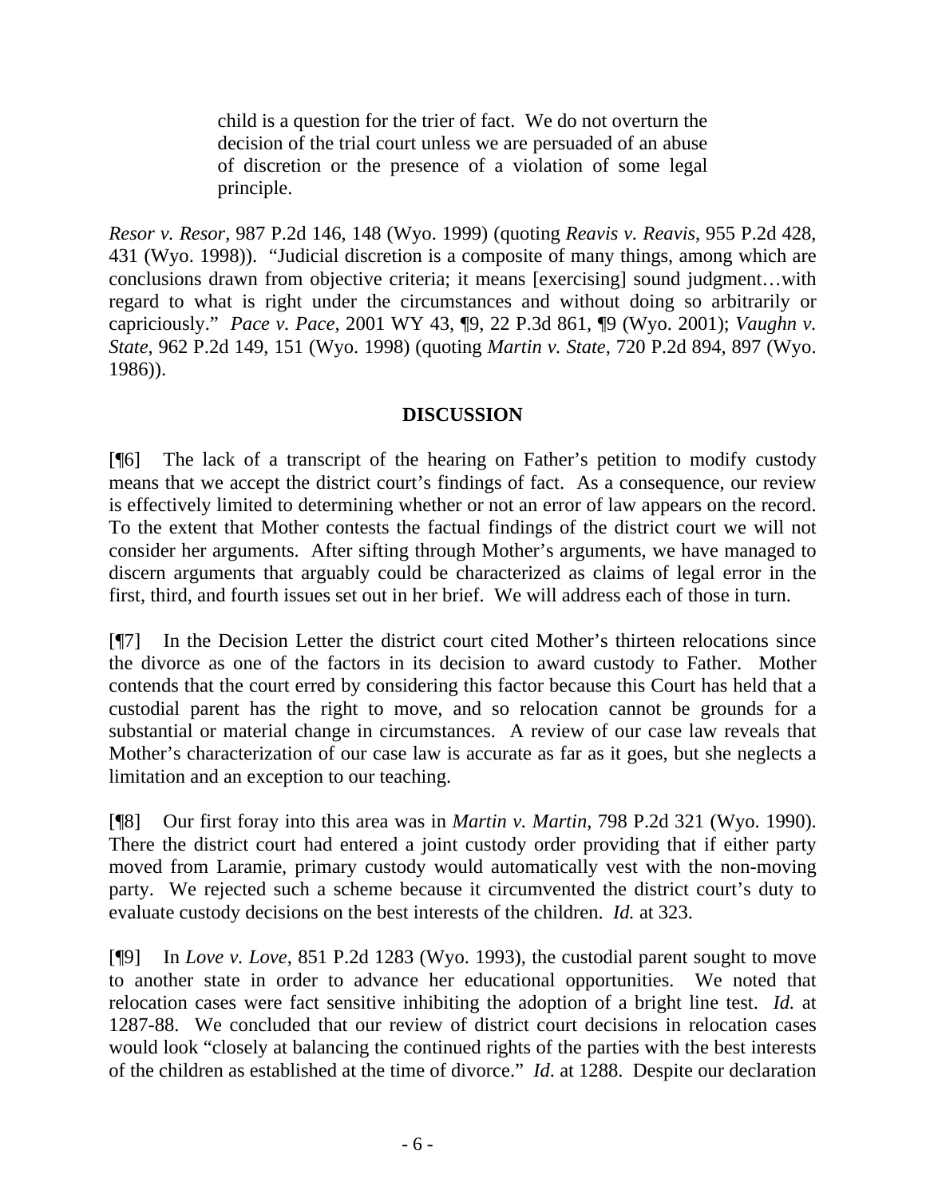> child is a question for the trier of fact. We do not overturn the decision of the trial court unless we are persuaded of an abuse of discretion or the presence of a violation of some legal principle.

*Resor v. Resor*, 987 P.2d 146, 148 (Wyo. 1999) (quoting *Reavis v. Reavis*, 955 P.2d 428, 431 (Wyo. 1998)). "Judicial discretion is a composite of many things, among which are conclusions drawn from objective criteria; it means [exercising] sound judgment…with regard to what is right under the circumstances and without doing so arbitrarily or capriciously." *Pace v. Pace*, 2001 WY 43, ¶9, 22 P.3d 861, ¶9 (Wyo. 2001); *Vaughn v. State*, 962 P.2d 149, 151 (Wyo. 1998) (quoting *Martin v. State*, 720 P.2d 894, 897 (Wyo. 1986)).

## DISCUSSION

[¶6] The lack of a transcript of the hearing on Father's petition to modify custody means that we accept the district court's findings of fact. As a consequence, our review is effectively limited to determining whether or not an error of law appears on the record. To the extent that Mother contests the factual findings of the district court we will not consider her arguments. After sifting through Mother's arguments, we have managed to discern arguments that arguably could be characterized as claims of legal error in the first, third, and fourth issues set out in her brief. We will address each of those in turn.

[¶7] In the Decision Letter the district court cited Mother's thirteen relocations since the divorce as one of the factors in its decision to award custody to Father. Mother contends that the court erred by considering this factor because this Court has held that a custodial parent has the right to move, and so relocation cannot be grounds for a substantial or material change in circumstances. A review of our case law reveals that Mother's characterization of our case law is accurate as far as it goes, but she neglects a limitation and an exception to our teaching.

[¶8] Our first foray into this area was in *Martin v. Martin*, 798 P.2d 321 (Wyo. 1990). There the district court had entered a joint custody order providing that if either party moved from Laramie, primary custody would automatically vest with the non-moving party. We rejected such a scheme because it circumvented the district court's duty to evaluate custody decisions on the best interests of the children. *Id.* at 323.

[¶9] In *Love v. Love*, 851 P.2d 1283 (Wyo. 1993), the custodial parent sought to move to another state in order to advance her educational opportunities. We noted that relocation cases were fact sensitive inhibiting the adoption of a bright line test. *Id.* at 1287-88. We concluded that our review of district court decisions in relocation cases would look "closely at balancing the continued rights of the parties with the best interests of the children as established at the time of divorce." *Id*. at 1288. Despite our declaration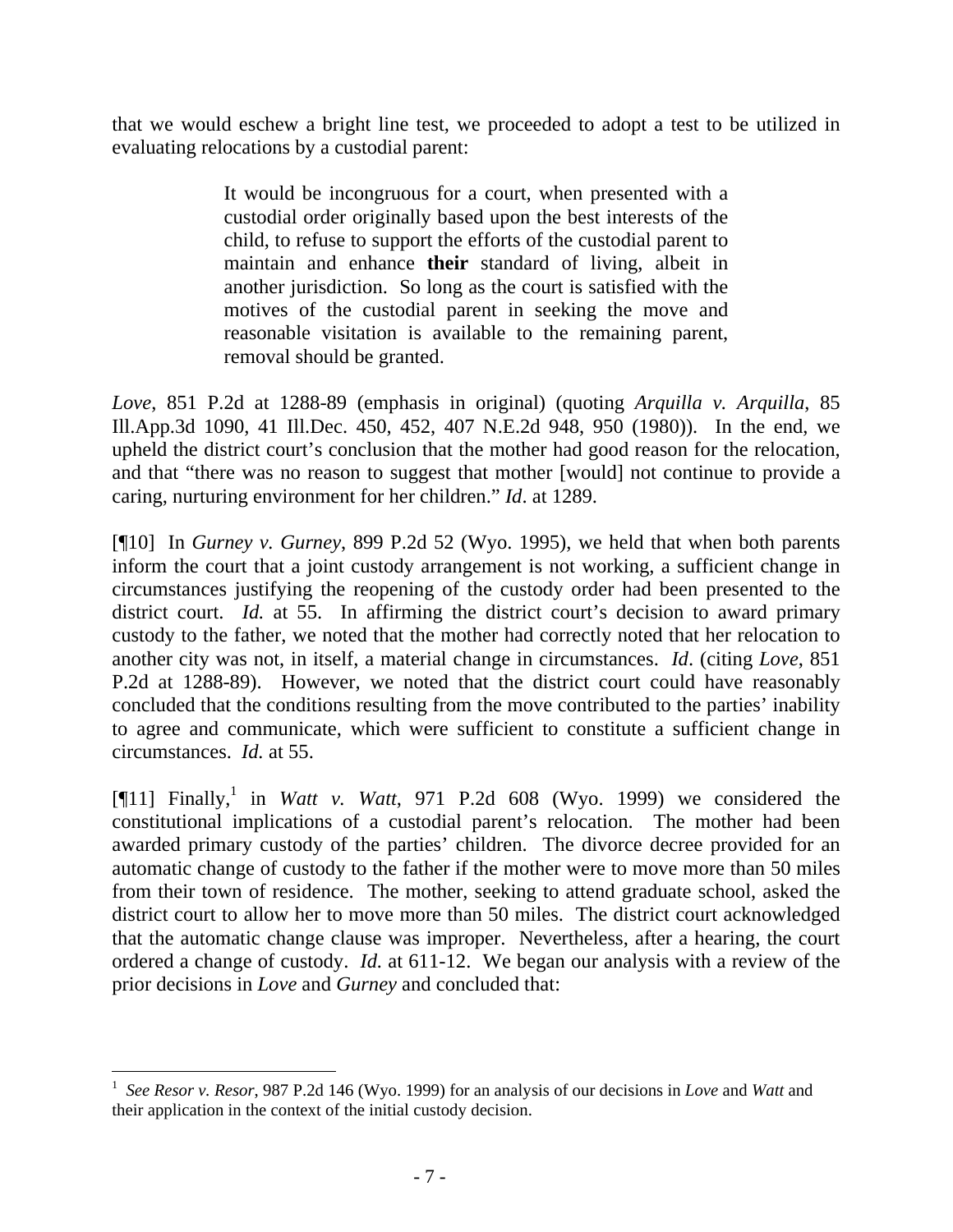that we would eschew a bright line test, we proceeded to adopt a test to be utilized in evaluating relocations by a custodial parent:

> It would be incongruous for a court, when presented with a custodial order originally based upon the best interests of the child, to refuse to support the efforts of the custodial parent to maintain and enhance **their** standard of living, albeit in another jurisdiction. So long as the court is satisfied with the motives of the custodial parent in seeking the move and reasonable visitation is available to the remaining parent, removal should be granted.

*Love*, 851 P.2d at 1288-89 (emphasis in original) (quoting *Arquilla v. Arquilla*, 85 Ill.App.3d 1090, 41 Ill.Dec. 450, 452, 407 N.E.2d 948, 950 (1980)). In the end, we upheld the district court's conclusion that the mother had good reason for the relocation, and that "there was no reason to suggest that mother [would] not continue to provide a caring, nurturing environment for her children." *Id*. at 1289.

[¶10] In *Gurney v. Gurney*, 899 P.2d 52 (Wyo. 1995), we held that when both parents inform the court that a joint custody arrangement is not working, a sufficient change in circumstances justifying the reopening of the custody order had been presented to the district court. *Id.* at 55. In affirming the district court's decision to award primary custody to the father, we noted that the mother had correctly noted that her relocation to another city was not, in itself, a material change in circumstances. *Id*. (citing *Love*, 851 P.2d at 1288-89). However, we noted that the district court could have reasonably concluded that the conditions resulting from the move contributed to the parties' inability to agree and communicate, which were sufficient to constitute a sufficient change in circumstances. *Id.* at 55.

[¶11] Finally,[1] in *Watt v. Watt*, 971 P.2d 608 (Wyo. 1999) we considered the constitutional implications of a custodial parent's relocation. The mother had been awarded primary custody of the parties' children. The divorce decree provided for an automatic change of custody to the father if the mother were to move more than 50 miles from their town of residence. The mother, seeking to attend graduate school, asked the district court to allow her to move more than 50 miles. The district court acknowledged that the automatic change clause was improper. Nevertheless, after a hearing, the court ordered a change of custody. *Id.* at 611-12. We began our analysis with a review of the prior decisions in *Love* and *Gurney* and concluded that:

---

[1] *See Resor v. Resor*, 987 P.2d 146 (Wyo. 1999) for an analysis of our decisions in *Love* and *Watt* and their application in the context of the initial custody decision.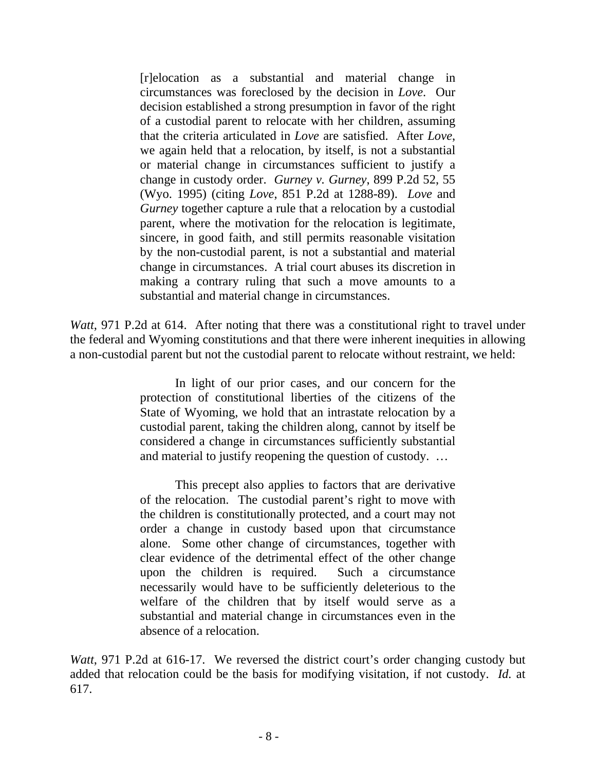> [r]elocation as a substantial and material change in circumstances was foreclosed by the decision in *Love*. Our decision established a strong presumption in favor of the right of a custodial parent to relocate with her children, assuming that the criteria articulated in *Love* are satisfied. After *Love*, we again held that a relocation, by itself, is not a substantial or material change in circumstances sufficient to justify a change in custody order. *Gurney v. Gurney*, 899 P.2d 52, 55 (Wyo. 1995) (citing *Love*, 851 P.2d at 1288-89). *Love* and *Gurney* together capture a rule that a relocation by a custodial parent, where the motivation for the relocation is legitimate, sincere, in good faith, and still permits reasonable visitation by the non-custodial parent, is not a substantial and material change in circumstances. A trial court abuses its discretion in making a contrary ruling that such a move amounts to a substantial and material change in circumstances.

*Watt*, 971 P.2d at 614. After noting that there was a constitutional right to travel under the federal and Wyoming constitutions and that there were inherent inequities in allowing a non-custodial parent but not the custodial parent to relocate without restraint, we held:

> In light of our prior cases, and our concern for the protection of constitutional liberties of the citizens of the State of Wyoming, we hold that an intrastate relocation by a custodial parent, taking the children along, cannot by itself be considered a change in circumstances sufficiently substantial and material to justify reopening the question of custody. …
>
> This precept also applies to factors that are derivative of the relocation. The custodial parent's right to move with the children is constitutionally protected, and a court may not order a change in custody based upon that circumstance alone. Some other change of circumstances, together with clear evidence of the detrimental effect of the other change upon the children is required. Such a circumstance necessarily would have to be sufficiently deleterious to the welfare of the children that by itself would serve as a substantial and material change in circumstances even in the absence of a relocation.

*Watt*, 971 P.2d at 616-17. We reversed the district court's order changing custody but added that relocation could be the basis for modifying visitation, if not custody. *Id.* at 617.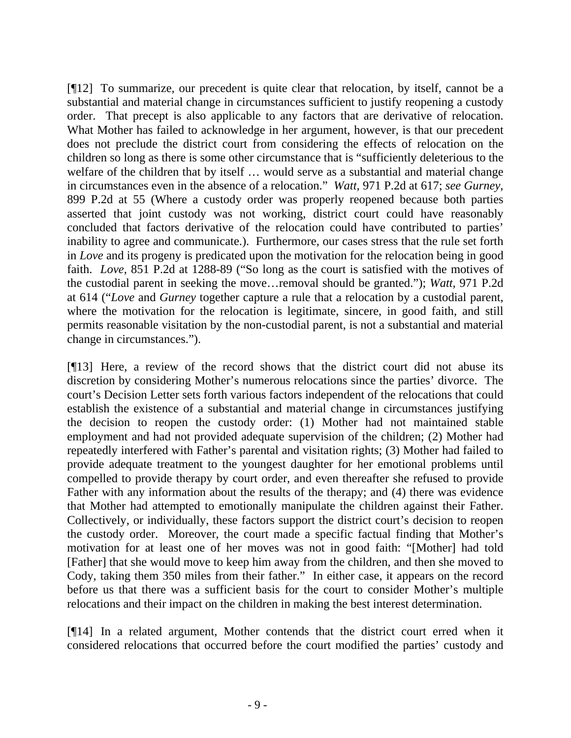[¶12] To summarize, our precedent is quite clear that relocation, by itself, cannot be a substantial and material change in circumstances sufficient to justify reopening a custody order. That precept is also applicable to any factors that are derivative of relocation. What Mother has failed to acknowledge in her argument, however, is that our precedent does not preclude the district court from considering the effects of relocation on the children so long as there is some other circumstance that is "sufficiently deleterious to the welfare of the children that by itself … would serve as a substantial and material change in circumstances even in the absence of a relocation." *Watt*, 971 P.2d at 617; *see Gurney*, 899 P.2d at 55 (Where a custody order was properly reopened because both parties asserted that joint custody was not working, district court could have reasonably concluded that factors derivative of the relocation could have contributed to parties' inability to agree and communicate.). Furthermore, our cases stress that the rule set forth in *Love* and its progeny is predicated upon the motivation for the relocation being in good faith. *Love*, 851 P.2d at 1288-89 ("So long as the court is satisfied with the motives of the custodial parent in seeking the move…removal should be granted."); *Watt*, 971 P.2d at 614 ("*Love* and *Gurney* together capture a rule that a relocation by a custodial parent, where the motivation for the relocation is legitimate, sincere, in good faith, and still permits reasonable visitation by the non-custodial parent, is not a substantial and material change in circumstances.").

[¶13] Here, a review of the record shows that the district court did not abuse its discretion by considering Mother's numerous relocations since the parties' divorce. The court's Decision Letter sets forth various factors independent of the relocations that could establish the existence of a substantial and material change in circumstances justifying the decision to reopen the custody order: (1) Mother had not maintained stable employment and had not provided adequate supervision of the children; (2) Mother had repeatedly interfered with Father's parental and visitation rights; (3) Mother had failed to provide adequate treatment to the youngest daughter for her emotional problems until compelled to provide therapy by court order, and even thereafter she refused to provide Father with any information about the results of the therapy; and (4) there was evidence that Mother had attempted to emotionally manipulate the children against their Father. Collectively, or individually, these factors support the district court's decision to reopen the custody order. Moreover, the court made a specific factual finding that Mother's motivation for at least one of her moves was not in good faith: "[Mother] had told [Father] that she would move to keep him away from the children, and then she moved to Cody, taking them 350 miles from their father." In either case, it appears on the record before us that there was a sufficient basis for the court to consider Mother's multiple relocations and their impact on the children in making the best interest determination.

[¶14] In a related argument, Mother contends that the district court erred when it considered relocations that occurred before the court modified the parties' custody and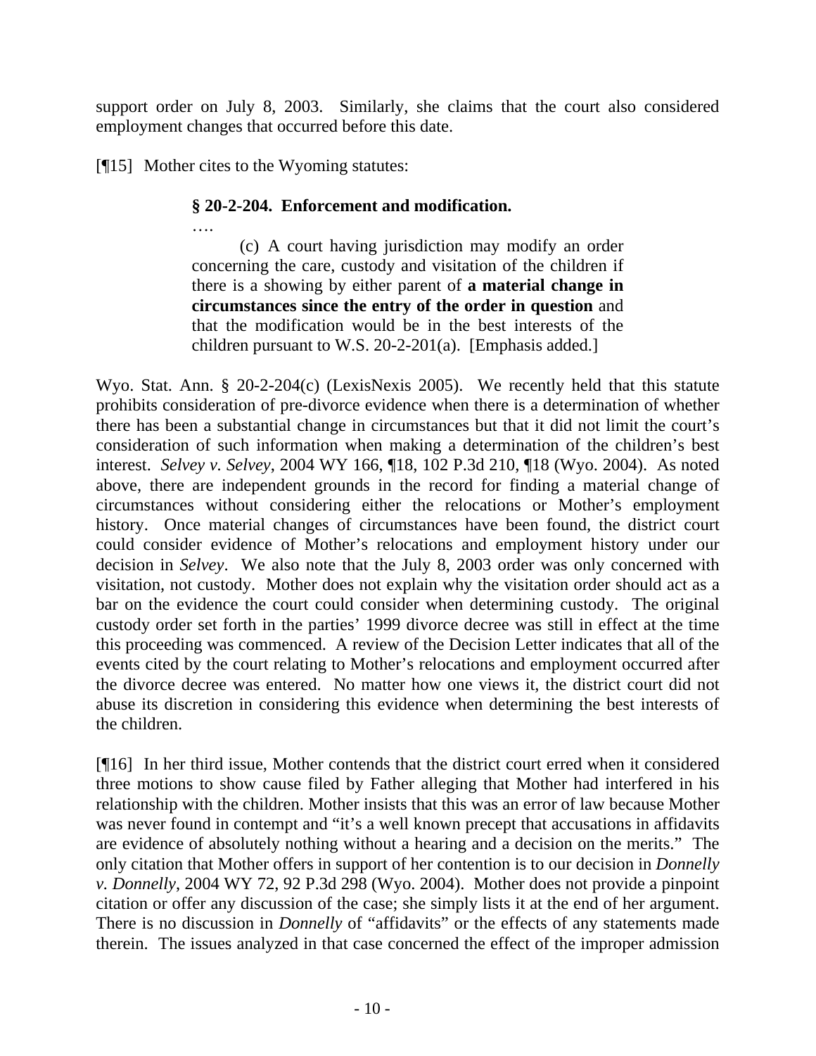support order on July 8, 2003. Similarly, she claims that the court also considered employment changes that occurred before this date.

[¶15] Mother cites to the Wyoming statutes:

> **§ 20-2-204. Enforcement and modification.**
>
> ….
>
> (c) A court having jurisdiction may modify an order concerning the care, custody and visitation of the children if there is a showing by either parent of **a material change in circumstances since the entry of the order in question** and that the modification would be in the best interests of the children pursuant to W.S. 20-2-201(a). [Emphasis added.]

Wyo. Stat. Ann. § 20-2-204(c) (LexisNexis 2005). We recently held that this statute prohibits consideration of pre-divorce evidence when there is a determination of whether there has been a substantial change in circumstances but that it did not limit the court's consideration of such information when making a determination of the children's best interest. *Selvey v. Selvey*, 2004 WY 166, ¶18, 102 P.3d 210, ¶18 (Wyo. 2004). As noted above, there are independent grounds in the record for finding a material change of circumstances without considering either the relocations or Mother's employment history. Once material changes of circumstances have been found, the district court could consider evidence of Mother's relocations and employment history under our decision in *Selvey*. We also note that the July 8, 2003 order was only concerned with visitation, not custody. Mother does not explain why the visitation order should act as a bar on the evidence the court could consider when determining custody. The original custody order set forth in the parties' 1999 divorce decree was still in effect at the time this proceeding was commenced. A review of the Decision Letter indicates that all of the events cited by the court relating to Mother's relocations and employment occurred after the divorce decree was entered. No matter how one views it, the district court did not abuse its discretion in considering this evidence when determining the best interests of the children.

[¶16] In her third issue, Mother contends that the district court erred when it considered three motions to show cause filed by Father alleging that Mother had interfered in his relationship with the children. Mother insists that this was an error of law because Mother was never found in contempt and "it's a well known precept that accusations in affidavits are evidence of absolutely nothing without a hearing and a decision on the merits." The only citation that Mother offers in support of her contention is to our decision in *Donnelly v. Donnelly*, 2004 WY 72, 92 P.3d 298 (Wyo. 2004). Mother does not provide a pinpoint citation or offer any discussion of the case; she simply lists it at the end of her argument. There is no discussion in *Donnelly* of "affidavits" or the effects of any statements made therein. The issues analyzed in that case concerned the effect of the improper admission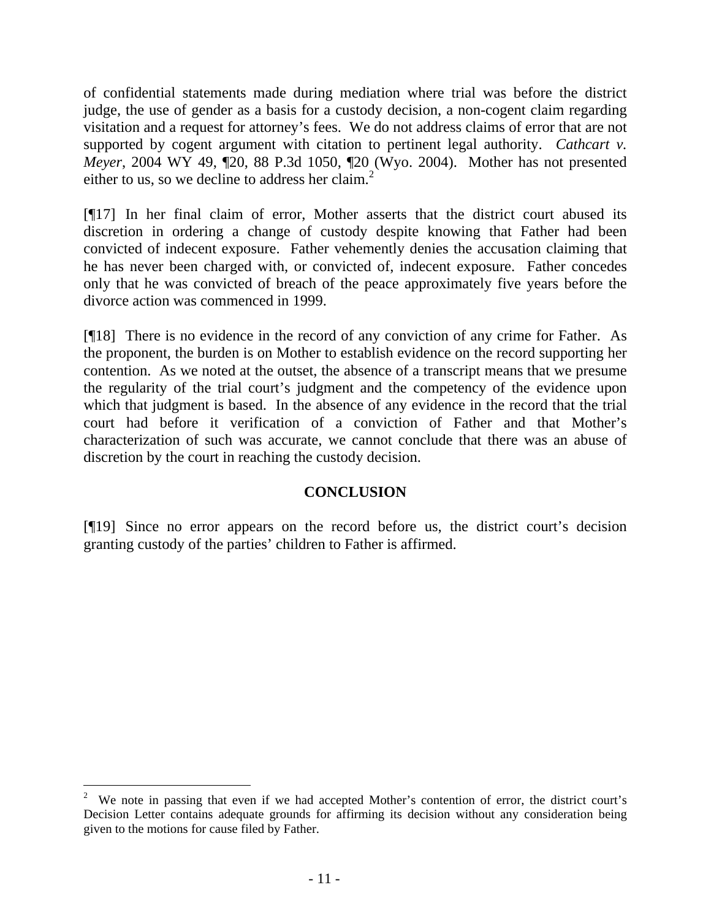of confidential statements made during mediation where trial was before the district judge, the use of gender as a basis for a custody decision, a non-cogent claim regarding visitation and a request for attorney's fees. We do not address claims of error that are not supported by cogent argument with citation to pertinent legal authority. *Cathcart v. Meyer*, 2004 WY 49, ¶20, 88 P.3d 1050, ¶20 (Wyo. 2004). Mother has not presented either to us, so we decline to address her claim.[2]

[¶17] In her final claim of error, Mother asserts that the district court abused its discretion in ordering a change of custody despite knowing that Father had been convicted of indecent exposure. Father vehemently denies the accusation claiming that he has never been charged with, or convicted of, indecent exposure. Father concedes only that he was convicted of breach of the peace approximately five years before the divorce action was commenced in 1999.

[¶18] There is no evidence in the record of any conviction of any crime for Father. As the proponent, the burden is on Mother to establish evidence on the record supporting her contention. As we noted at the outset, the absence of a transcript means that we presume the regularity of the trial court's judgment and the competency of the evidence upon which that judgment is based. In the absence of any evidence in the record that the trial court had before it verification of a conviction of Father and that Mother's characterization of such was accurate, we cannot conclude that there was an abuse of discretion by the court in reaching the custody decision.

## CONCLUSION

[¶19] Since no error appears on the record before us, the district court's decision granting custody of the parties' children to Father is affirmed.

---

[2] We note in passing that even if we had accepted Mother's contention of error, the district court's Decision Letter contains adequate grounds for affirming its decision without any consideration being given to the motions for cause filed by Father.